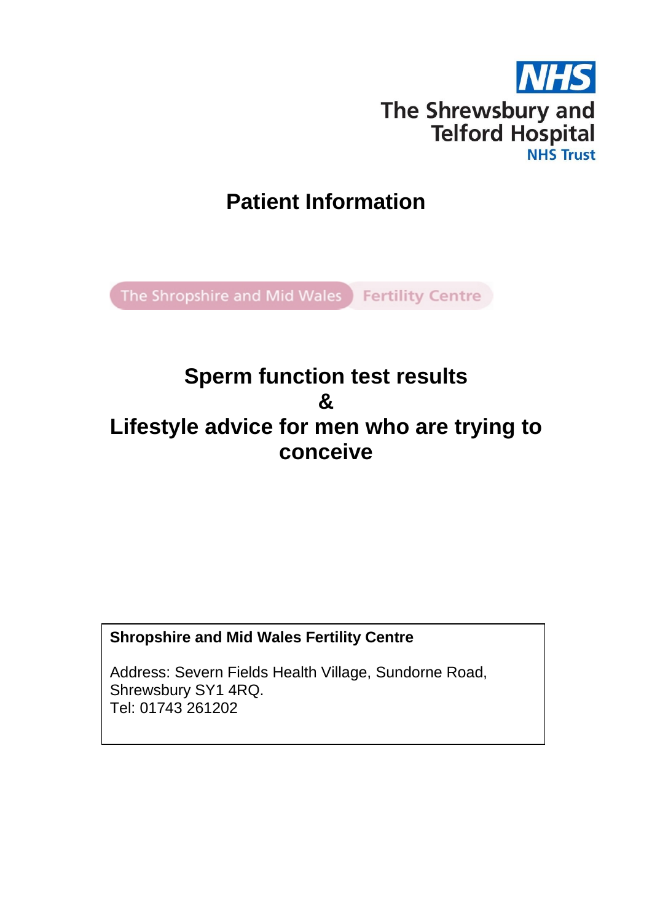NHS
The Shrewsbury and Telford Hospital
NHS Trust

# Patient Information

The Shropshire and Mid Wales Fertility Centre

# Sperm function test results
# &
# Lifestyle advice for men who are trying to conceive

**Shropshire and Mid Wales Fertility Centre**

Address: Severn Fields Health Village, Sundorne Road, Shrewsbury SY1 4RQ.
Tel: 01743 261202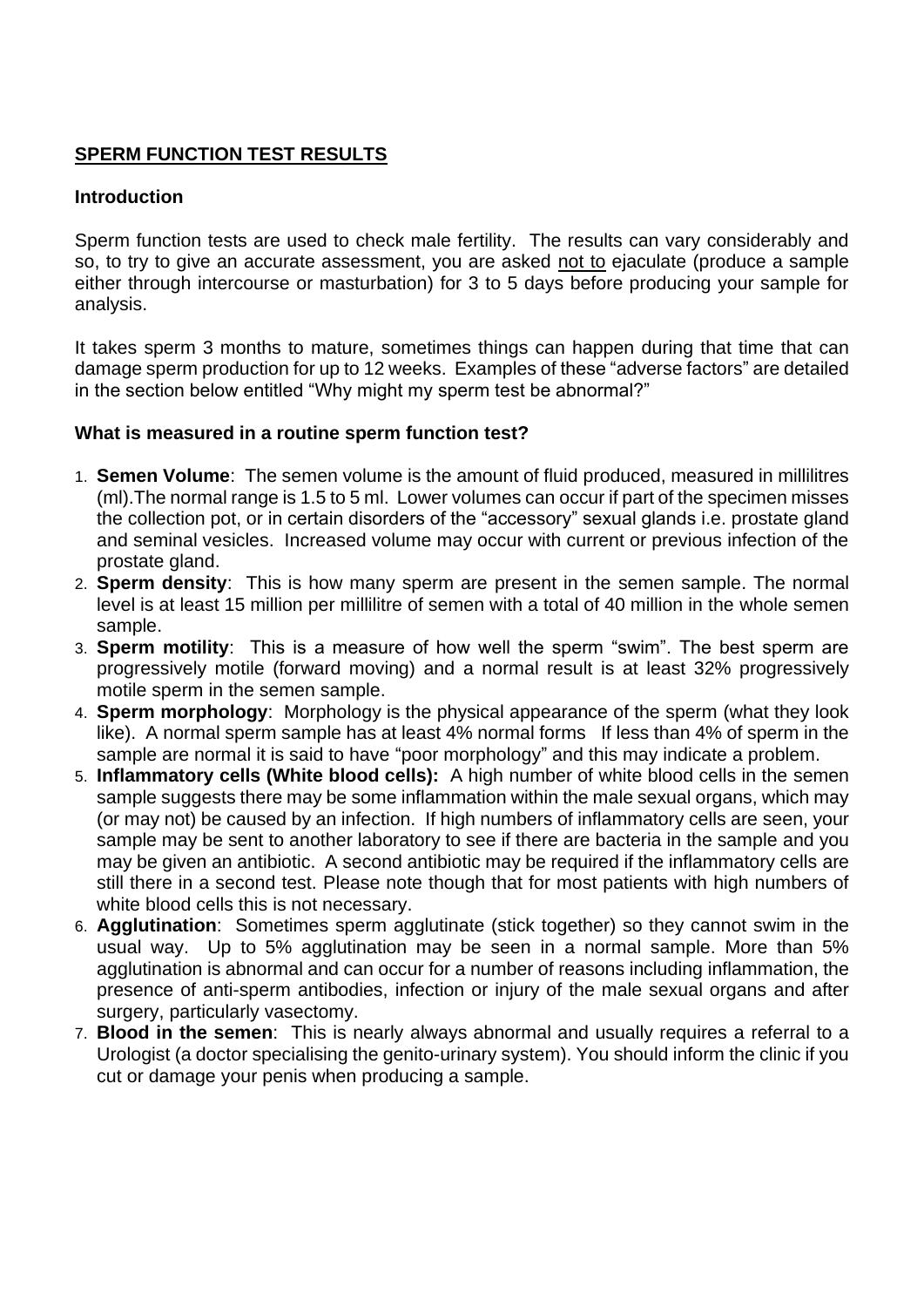## SPERM FUNCTION TEST RESULTS

### Introduction

Sperm function tests are used to check male fertility. The results can vary considerably and so, to try to give an accurate assessment, you are asked not to ejaculate (produce a sample either through intercourse or masturbation) for 3 to 5 days before producing your sample for analysis.

It takes sperm 3 months to mature, sometimes things can happen during that time that can damage sperm production for up to 12 weeks. Examples of these "adverse factors" are detailed in the section below entitled "Why might my sperm test be abnormal?"

### What is measured in a routine sperm function test?

1. **Semen Volume**: The semen volume is the amount of fluid produced, measured in millilitres (ml).The normal range is 1.5 to 5 ml. Lower volumes can occur if part of the specimen misses the collection pot, or in certain disorders of the "accessory" sexual glands i.e. prostate gland and seminal vesicles. Increased volume may occur with current or previous infection of the prostate gland.
2. **Sperm density**: This is how many sperm are present in the semen sample. The normal level is at least 15 million per millilitre of semen with a total of 40 million in the whole semen sample.
3. **Sperm motility**: This is a measure of how well the sperm "swim". The best sperm are progressively motile (forward moving) and a normal result is at least 32% progressively motile sperm in the semen sample.
4. **Sperm morphology**: Morphology is the physical appearance of the sperm (what they look like). A normal sperm sample has at least 4% normal forms If less than 4% of sperm in the sample are normal it is said to have "poor morphology" and this may indicate a problem.
5. **Inflammatory cells (White blood cells):** A high number of white blood cells in the semen sample suggests there may be some inflammation within the male sexual organs, which may (or may not) be caused by an infection. If high numbers of inflammatory cells are seen, your sample may be sent to another laboratory to see if there are bacteria in the sample and you may be given an antibiotic. A second antibiotic may be required if the inflammatory cells are still there in a second test. Please note though that for most patients with high numbers of white blood cells this is not necessary.
6. **Agglutination**: Sometimes sperm agglutinate (stick together) so they cannot swim in the usual way. Up to 5% agglutination may be seen in a normal sample. More than 5% agglutination is abnormal and can occur for a number of reasons including inflammation, the presence of anti-sperm antibodies, infection or injury of the male sexual organs and after surgery, particularly vasectomy.
7. **Blood in the semen**: This is nearly always abnormal and usually requires a referral to a Urologist (a doctor specialising the genito-urinary system). You should inform the clinic if you cut or damage your penis when producing a sample.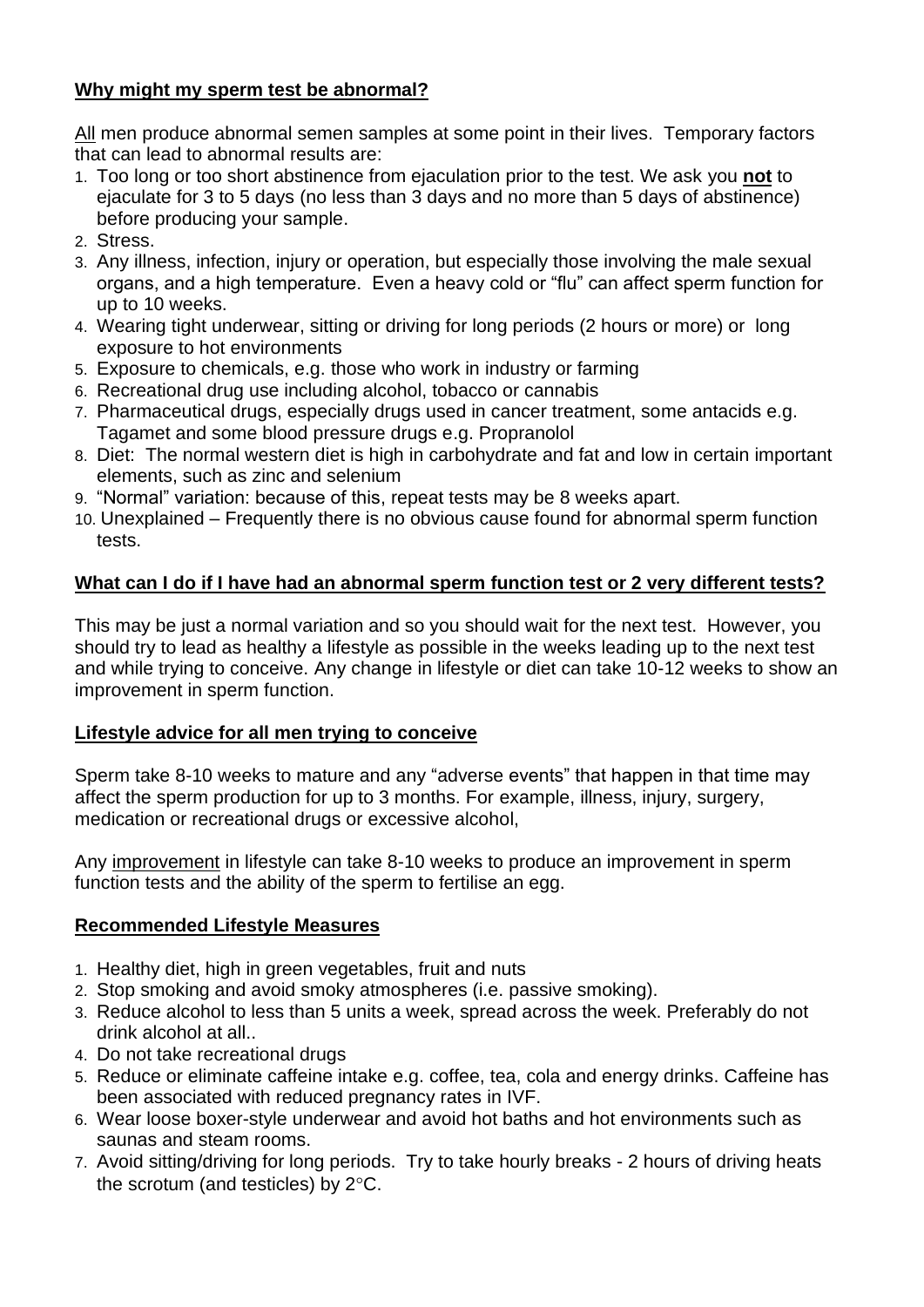## **Why might my sperm test be abnormal?**

All men produce abnormal semen samples at some point in their lives. Temporary factors that can lead to abnormal results are:

1. Too long or too short abstinence from ejaculation prior to the test. We ask you **not** to ejaculate for 3 to 5 days (no less than 3 days and no more than 5 days of abstinence) before producing your sample.
2. Stress.
3. Any illness, infection, injury or operation, but especially those involving the male sexual organs, and a high temperature. Even a heavy cold or "flu" can affect sperm function for up to 10 weeks.
4. Wearing tight underwear, sitting or driving for long periods (2 hours or more) or long exposure to hot environments
5. Exposure to chemicals, e.g. those who work in industry or farming
6. Recreational drug use including alcohol, tobacco or cannabis
7. Pharmaceutical drugs, especially drugs used in cancer treatment, some antacids e.g. Tagamet and some blood pressure drugs e.g. Propranolol
8. Diet: The normal western diet is high in carbohydrate and fat and low in certain important elements, such as zinc and selenium
9. "Normal" variation: because of this, repeat tests may be 8 weeks apart.
10. Unexplained – Frequently there is no obvious cause found for abnormal sperm function tests.

## **What can I do if I have had an abnormal sperm function test or 2 very different tests?**

This may be just a normal variation and so you should wait for the next test. However, you should try to lead as healthy a lifestyle as possible in the weeks leading up to the next test and while trying to conceive. Any change in lifestyle or diet can take 10-12 weeks to show an improvement in sperm function.

## **Lifestyle advice for all men trying to conceive**

Sperm take 8-10 weeks to mature and any "adverse events" that happen in that time may affect the sperm production for up to 3 months. For example, illness, injury, surgery, medication or recreational drugs or excessive alcohol,

Any improvement in lifestyle can take 8-10 weeks to produce an improvement in sperm function tests and the ability of the sperm to fertilise an egg.

## **Recommended Lifestyle Measures**

1. Healthy diet, high in green vegetables, fruit and nuts
2. Stop smoking and avoid smoky atmospheres (i.e. passive smoking).
3. Reduce alcohol to less than 5 units a week, spread across the week. Preferably do not drink alcohol at all..
4. Do not take recreational drugs
5. Reduce or eliminate caffeine intake e.g. coffee, tea, cola and energy drinks. Caffeine has been associated with reduced pregnancy rates in IVF.
6. Wear loose boxer-style underwear and avoid hot baths and hot environments such as saunas and steam rooms.
7. Avoid sitting/driving for long periods. Try to take hourly breaks - 2 hours of driving heats the scrotum (and testicles) by 2°C.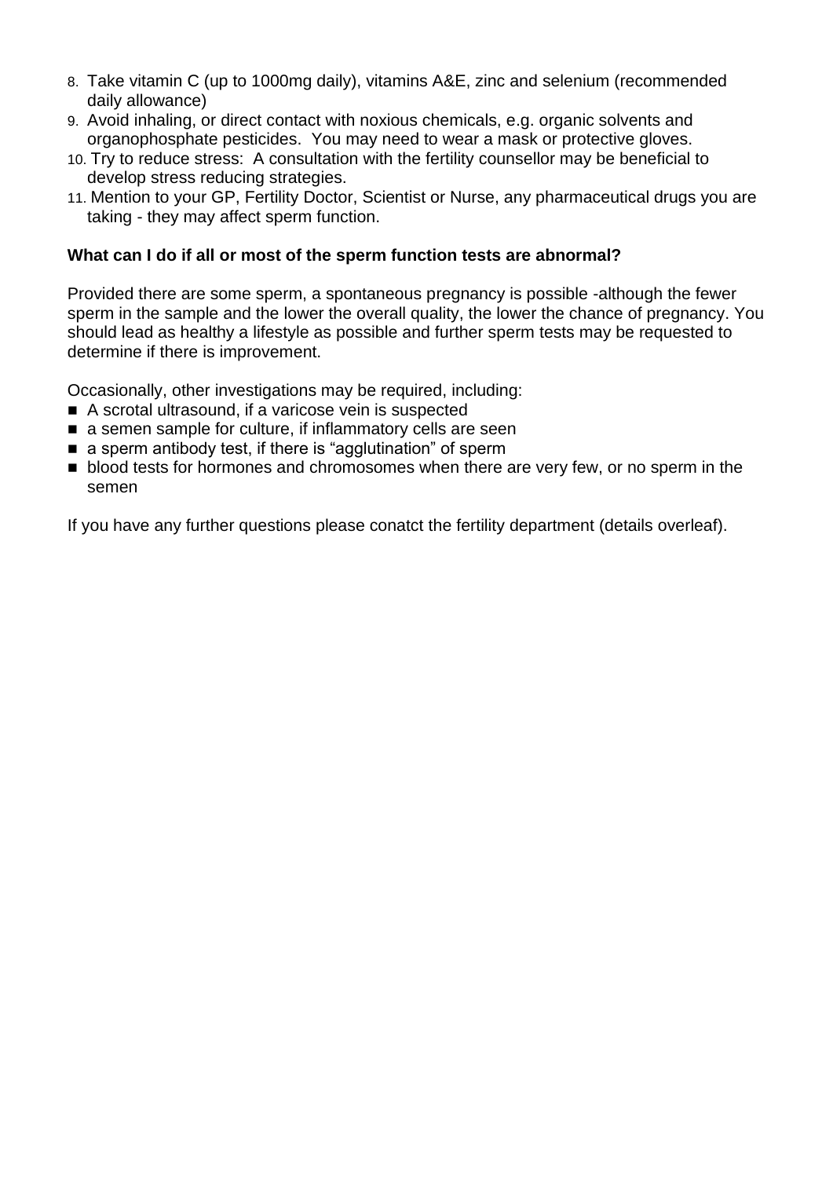8. Take vitamin C (up to 1000mg daily), vitamins A&E, zinc and selenium (recommended daily allowance)
9. Avoid inhaling, or direct contact with noxious chemicals, e.g. organic solvents and organophosphate pesticides. You may need to wear a mask or protective gloves.
10. Try to reduce stress: A consultation with the fertility counsellor may be beneficial to develop stress reducing strategies.
11. Mention to your GP, Fertility Doctor, Scientist or Nurse, any pharmaceutical drugs you are taking - they may affect sperm function.

**What can I do if all or most of the sperm function tests are abnormal?**

Provided there are some sperm, a spontaneous pregnancy is possible -although the fewer sperm in the sample and the lower the overall quality, the lower the chance of pregnancy. You should lead as healthy a lifestyle as possible and further sperm tests may be requested to determine if there is improvement.

Occasionally, other investigations may be required, including:

- A scrotal ultrasound, if a varicose vein is suspected
- a semen sample for culture, if inflammatory cells are seen
- a sperm antibody test, if there is "agglutination" of sperm
- blood tests for hormones and chromosomes when there are very few, or no sperm in the semen

If you have any further questions please conatct the fertility department (details overleaf).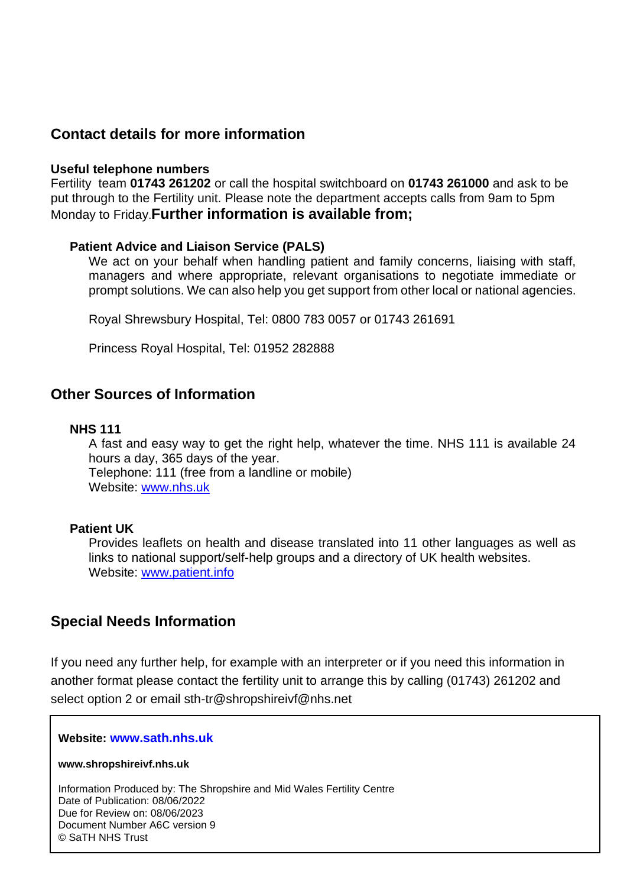## Contact details for more information

**Useful telephone numbers**
Fertility team **01743 261202** or call the hospital switchboard on **01743 261000** and ask to be put through to the Fertility unit. Please note the department accepts calls from 9am to 5pm Monday to Friday.**Further information is available from;**

**Patient Advice and Liaison Service (PALS)**

We act on your behalf when handling patient and family concerns, liaising with staff, managers and where appropriate, relevant organisations to negotiate immediate or prompt solutions. We can also help you get support from other local or national agencies.

Royal Shrewsbury Hospital, Tel: 0800 783 0057 or 01743 261691

Princess Royal Hospital, Tel: 01952 282888

## Other Sources of Information

**NHS 111**

A fast and easy way to get the right help, whatever the time. NHS 111 is available 24 hours a day, 365 days of the year.
Telephone: 111 (free from a landline or mobile)
Website: www.nhs.uk

**Patient UK**

Provides leaflets on health and disease translated into 11 other languages as well as links to national support/self-help groups and a directory of UK health websites.
Website: www.patient.info

## Special Needs Information

If you need any further help, for example with an interpreter or if you need this information in another format please contact the fertility unit to arrange this by calling (01743) 261202 and select option 2 or email sth-tr@shropshireivf@nhs.net

**Website: www.sath.nhs.uk**

**www.shropshireivf.nhs.uk**

Information Produced by: The Shropshire and Mid Wales Fertility Centre
Date of Publication: 08/06/2022
Due for Review on: 08/06/2023
Document Number A6C version 9
© SaTH NHS Trust